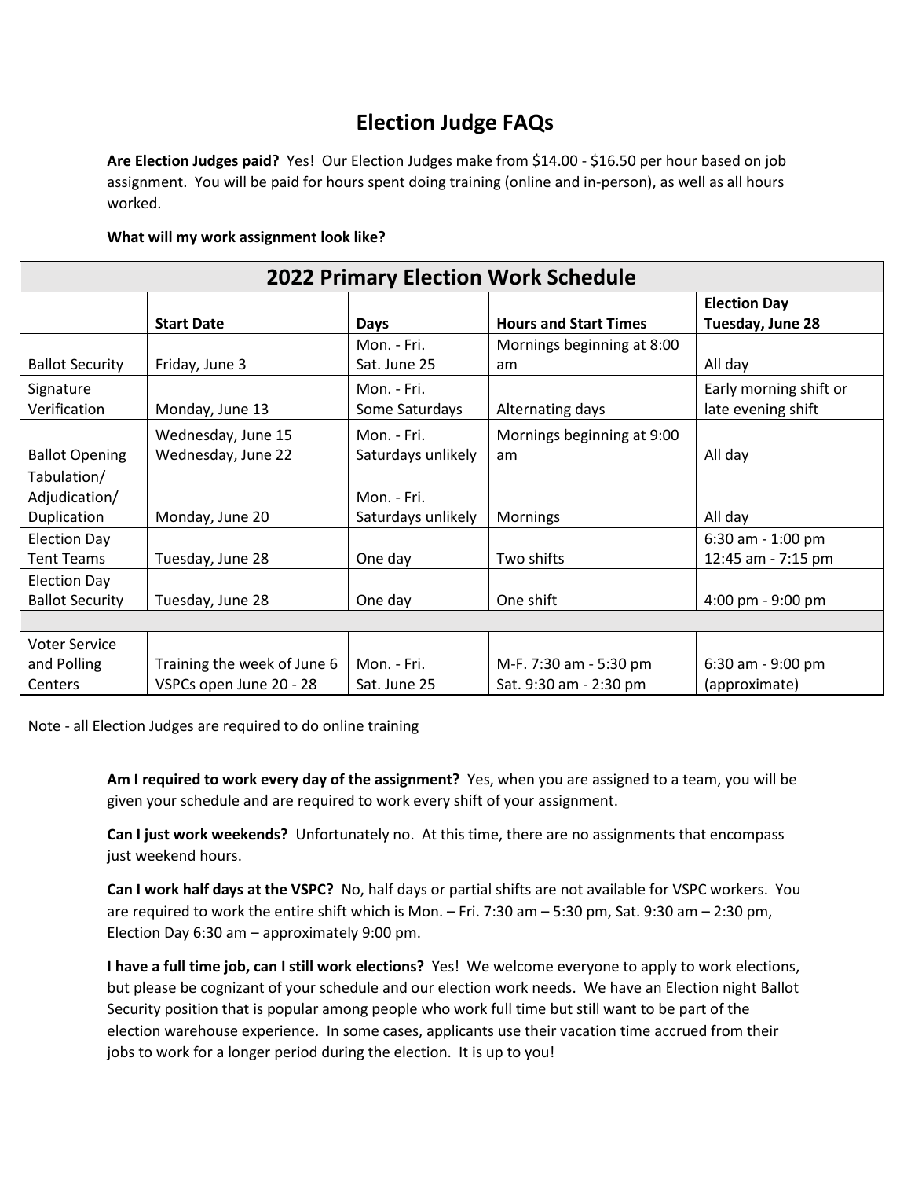# Election Judge FAQs

**Are Election Judges paid?** Yes! Our Election Judges make from $14.00 - $16.50 per hour based on job assignment. You will be paid for hours spent doing training (online and in-person), as well as all hours worked.

**What will my work assignment look like?**

| 2022 Primary Election Work Schedule | | | | |
|---|---|---|---|---|
| | **Start Date** | **Days** | **Hours and Start Times** | **Election Day Tuesday, June 28** |
| Ballot Security | Friday, June 3 | Mon. - Fri. Sat. June 25 | Mornings beginning at 8:00 am | All day |
| Signature Verification | Monday, June 13 | Mon. - Fri. Some Saturdays | Alternating days | Early morning shift or late evening shift |
| Ballot Opening | Wednesday, June 15 Wednesday, June 22 | Mon. - Fri. Saturdays unlikely | Mornings beginning at 9:00 am | All day |
| Tabulation/ Adjudication/ Duplication | Monday, June 20 | Mon. - Fri. Saturdays unlikely | Mornings | All day |
| Election Day Tent Teams | Tuesday, June 28 | One day | Two shifts | 6:30 am - 1:00 pm 12:45 am - 7:15 pm |
| Election Day Ballot Security | Tuesday, June 28 | One day | One shift | 4:00 pm - 9:00 pm |
| | | | | |
| Voter Service and Polling Centers | Training the week of June 6 VSPCs open June 20 - 28 | Mon. - Fri. Sat. June 25 | M-F. 7:30 am - 5:30 pm Sat. 9:30 am - 2:30 pm | 6:30 am - 9:00 pm (approximate) |

Note - all Election Judges are required to do online training

**Am I required to work every day of the assignment?** Yes, when you are assigned to a team, you will be given your schedule and are required to work every shift of your assignment.

**Can I just work weekends?** Unfortunately no. At this time, there are no assignments that encompass just weekend hours.

**Can I work half days at the VSPC?** No, half days or partial shifts are not available for VSPC workers. You are required to work the entire shift which is Mon. – Fri. 7:30 am – 5:30 pm, Sat. 9:30 am – 2:30 pm, Election Day 6:30 am – approximately 9:00 pm.

**I have a full time job, can I still work elections?** Yes! We welcome everyone to apply to work elections, but please be cognizant of your schedule and our election work needs. We have an Election night Ballot Security position that is popular among people who work full time but still want to be part of the election warehouse experience. In some cases, applicants use their vacation time accrued from their jobs to work for a longer period during the election. It is up to you!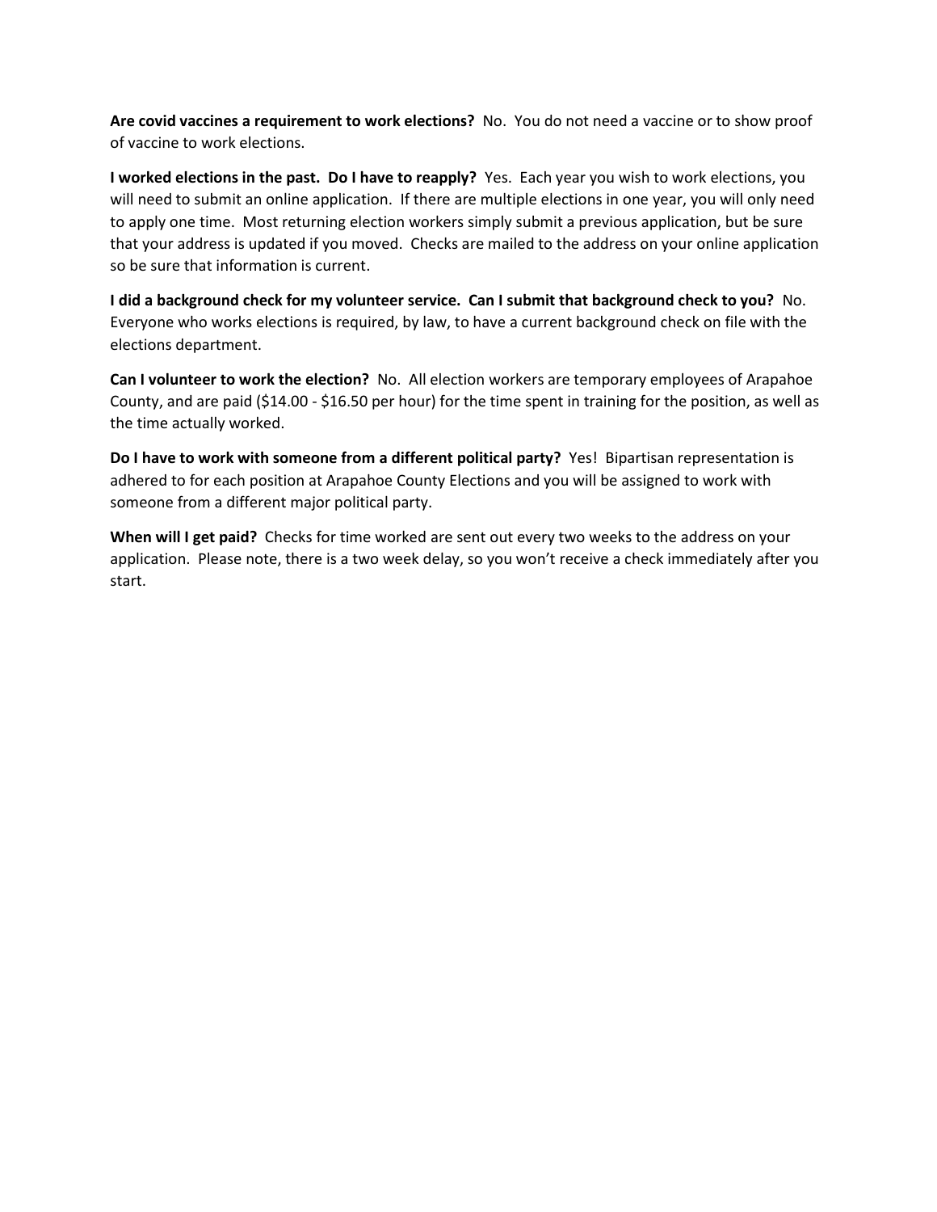**Are covid vaccines a requirement to work elections?** No. You do not need a vaccine or to show proof of vaccine to work elections.

**I worked elections in the past. Do I have to reapply?** Yes. Each year you wish to work elections, you will need to submit an online application. If there are multiple elections in one year, you will only need to apply one time. Most returning election workers simply submit a previous application, but be sure that your address is updated if you moved. Checks are mailed to the address on your online application so be sure that information is current.

**I did a background check for my volunteer service. Can I submit that background check to you?** No. Everyone who works elections is required, by law, to have a current background check on file with the elections department.

**Can I volunteer to work the election?** No. All election workers are temporary employees of Arapahoe County, and are paid ($14.00 - $16.50 per hour) for the time spent in training for the position, as well as the time actually worked.

**Do I have to work with someone from a different political party?** Yes! Bipartisan representation is adhered to for each position at Arapahoe County Elections and you will be assigned to work with someone from a different major political party.

**When will I get paid?** Checks for time worked are sent out every two weeks to the address on your application. Please note, there is a two week delay, so you won't receive a check immediately after you start.